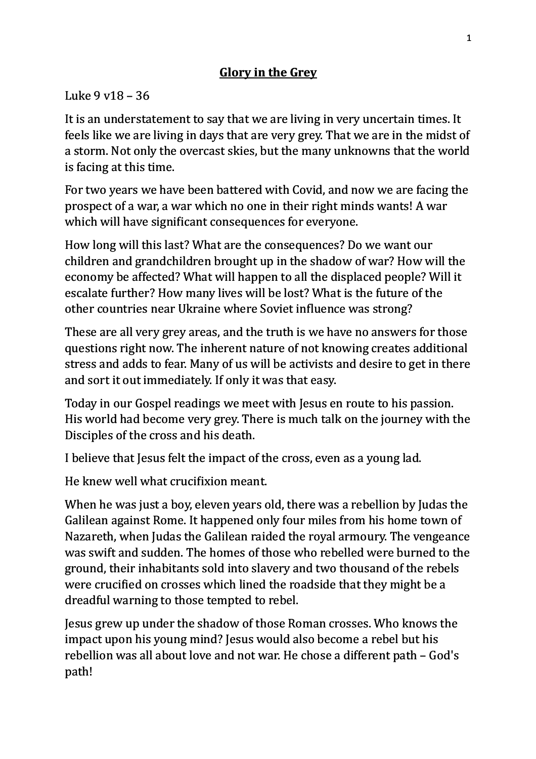# **Glory in the Grey**

Luke 9 v18 – 36

It is an understatement to say that we are living in very uncertain times. It feels like we are living in days that are very grey. That we are in the midst of a storm. Not only the overcast skies, but the many unknowns that the world is facing at this time.

For two years we have been battered with Covid, and now we are facing the prospect of a war, a war which no one in their right minds wants! A war which will have significant consequences for everyone.

How long will this last? What are the consequences? Do we want our children and grandchildren brought up in the shadow of war? How will the economy be affected? What will happen to all the displaced people? Will it escalate further? How many lives will be lost? What is the future of the other countries near Ukraine where Soviet influence was strong?

These are all very grey areas, and the truth is we have no answers for those questions right now. The inherent nature of not knowing creates additional stress and adds to fear. Many of us will be activists and desire to get in there and sort it out immediately. If only it was that easy.

Today in our Gospel readings we meet with Jesus en route to his passion. His world had become very grey. There is much talk on the journey with the Disciples of the cross and his death.

I believe that Jesus felt the impact of the cross, even as a young lad.

He knew well what crucifixion meant.

When he was just a boy, eleven years old, there was a rebellion by Judas the Galilean against Rome. It happened only four miles from his home town of Nazareth, when Judas the Galilean raided the royal armoury. The vengeance was swift and sudden. The homes of those who rebelled were burned to the ground, their inhabitants sold into slavery and two thousand of the rebels were crucified on crosses which lined the roadside that they might be a dreadful warning to those tempted to rebel.

Jesus grew up under the shadow of those Roman crosses. Who knows the impact upon his young mind? Jesus would also become a rebel but his rebellion was all about love and not war. He chose a different path – God's path!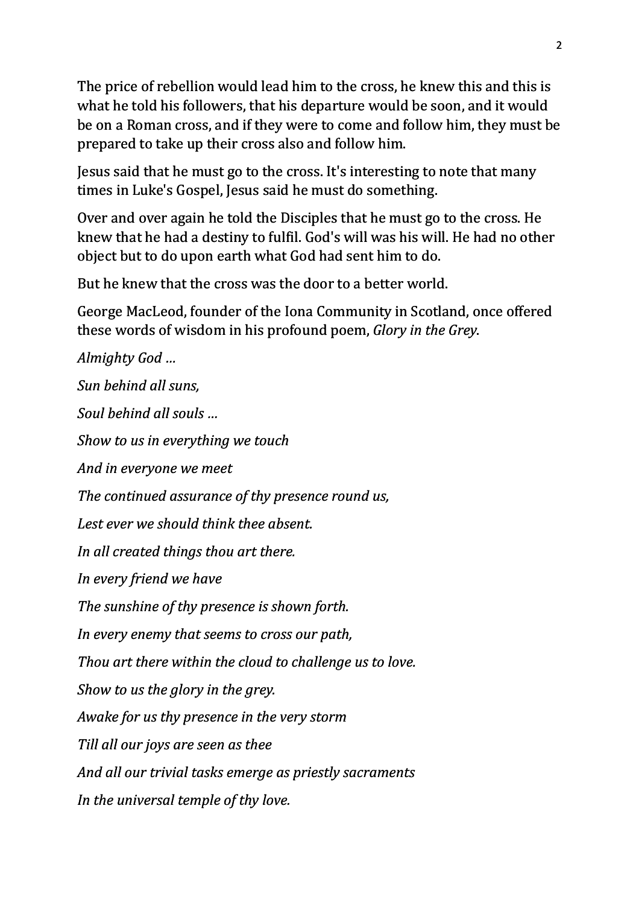The price of rebellion would lead him to the cross, he knew this and this is what he told his followers, that his departure would be soon, and it would be on a Roman cross, and if they were to come and follow him, they must be prepared to take up their cross also and follow him.

Jesus said that he must go to the cross. It's interesting to note that many times in Luke's Gospel, Jesus said he must do something.

Over and over again he told the Disciples that he must go to the cross. He knew that he had a destiny to fulfil. God's will was his will. He had no other object but to do upon earth what God had sent him to do.

But he knew that the cross was the door to a better world.

George MacLeod, founder of the Iona Community in Scotland, once offered these words of wisdom in his profound poem, *Glory in the Grey*.

*Almighty God …*

*Sun behind all suns,*

*Soul behind all souls …*

*Show to us in everything we touch*

*And in everyone we meet*

*The continued assurance of thy presence round us,*

*Lest ever we should think thee absent.*

*In all created things thou art there.*

*In every friend we have*

*The sunshine of thy presence is shown forth.*

*In every enemy that seems to cross our path,*

*Thou art there within the cloud to challenge us to love.*

*Show to us the glory in the grey.*

*Awake for us thy presence in the very storm*

*Till all our joys are seen as thee*

*And all our trivial tasks emerge as priestly sacraments*

*In the universal temple of thy love.*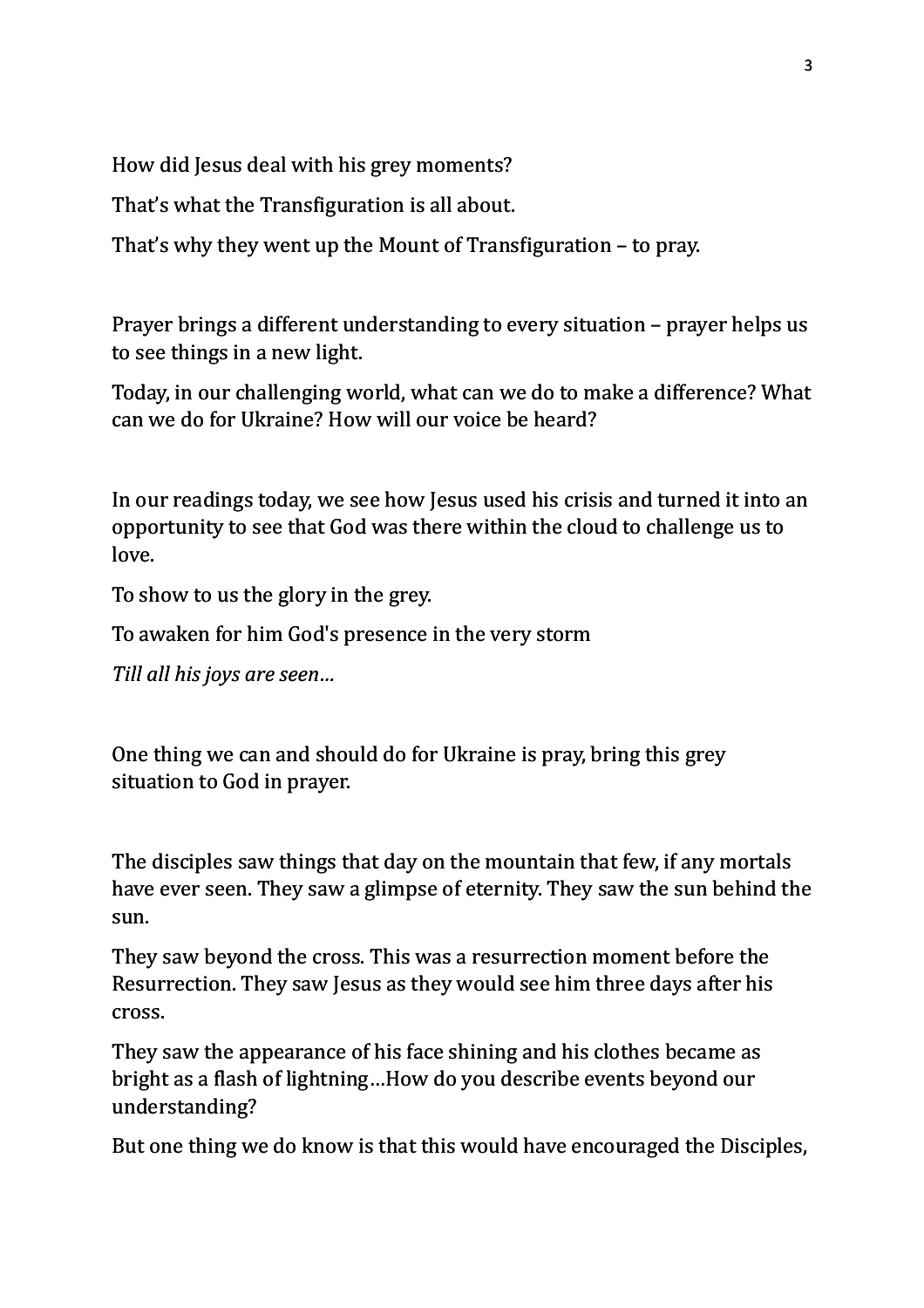How did Jesus deal with his grey moments?

That's what the Transfiguration is all about.

That's why they went up the Mount of Transfiguration – to pray.

Prayer brings a different understanding to every situation – prayer helps us to see things in a new light.

Today, in our challenging world, what can we do to make a difference? What can we do for Ukraine? How will our voice be heard?

In our readings today, we see how Jesus used his crisis and turned it into an opportunity to see that God was there within the cloud to challenge us to love.

To show to us the glory in the grey.

To awaken for him God's presence in the very storm

*Till all his joys are seen…*

One thing we can and should do for Ukraine is pray, bring this grey situation to God in prayer.

The disciples saw things that day on the mountain that few, if any mortals have ever seen. They saw a glimpse of eternity. They saw the sun behind the sun.

They saw beyond the cross. This was a resurrection moment before the Resurrection. They saw Jesus as they would see him three days after his cross.

They saw the appearance of his face shining and his clothes became as bright as a flash of lightning…How do you describe events beyond our understanding?

But one thing we do know is that this would have encouraged the Disciples,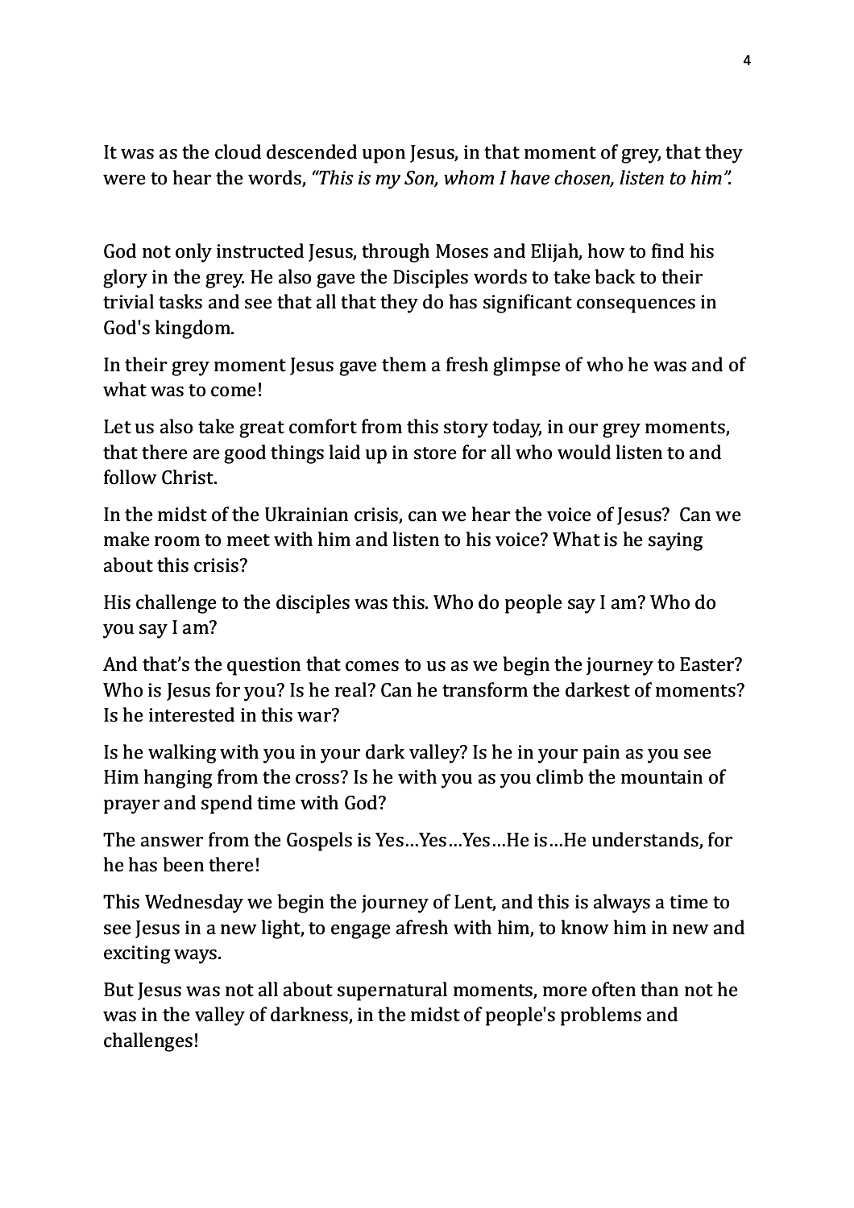It was as the cloud descended upon Jesus, in that moment of grey, that they were to hear the words, *"This is my Son, whom I have chosen, listen to him"*.

God not only instructed Jesus, through Moses and Elijah, how to find his glory in the grey. He also gave the Disciples words to take back to their trivial tasks and see that all that they do has significant consequences in God's kingdom.

In their grey moment Jesus gave them a fresh glimpse of who he was and of what was to come!

Let us also take great comfort from this story today, in our grey moments, that there are good things laid up in store for all who would listen to and follow Christ.

In the midst of the Ukrainian crisis, can we hear the voice of Jesus? Can we make room to meet with him and listen to his voice? What is he saying about this crisis?

His challenge to the disciples was this. Who do people say I am? Who do you say I am?

And that's the question that comes to us as we begin the journey to Easter? Who is Jesus for you? Is he real? Can he transform the darkest of moments? Is he interested in this war?

Is he walking with you in your dark valley? Is he in your pain as you see Him hanging from the cross? Is he with you as you climb the mountain of prayer and spend time with God?

The answer from the Gospels is Yes…Yes…Yes…He is…He understands, for he has been there!

This Wednesday we begin the journey of Lent, and this is always a time to see Jesus in a new light, to engage afresh with him, to know him in new and exciting ways.

But Jesus was not all about supernatural moments, more often than not he was in the valley of darkness, in the midst of people's problems and challenges!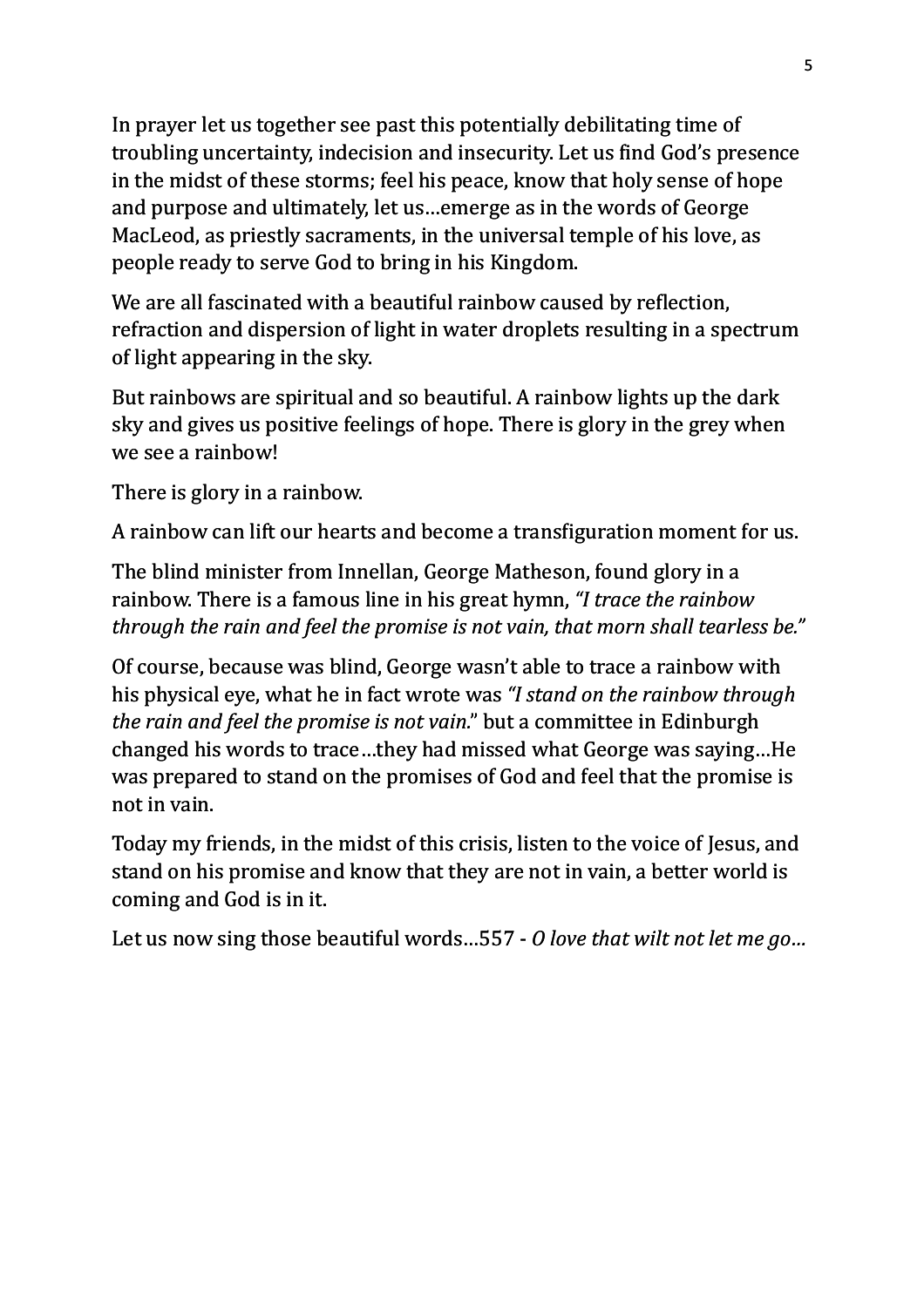In prayer let us together see past this potentially debilitating time of troubling uncertainty, indecision and insecurity. Let us find God's presence in the midst of these storms; feel his peace, know that holy sense of hope and purpose and ultimately, let us…emerge as in the words of George MacLeod, as priestly sacraments, in the universal temple of his love, as people ready to serve God to bring in his Kingdom.

We are all fascinated with a beautiful rainbow caused by reflection, refraction and dispersion of light in water droplets resulting in a spectrum of light appearing in the sky.

But rainbows are spiritual and so beautiful. A rainbow lights up the dark sky and gives us positive feelings of hope. There is glory in the grey when we see a rainbow!

There is glory in a rainbow.

A rainbow can lift our hearts and become a transfiguration moment for us.

The blind minister from Innellan, George Matheson, found glory in a rainbow. There is a famous line in his great hymn, *"I trace the rainbow through the rain and feel the promise is not vain, that morn shall tearless be."*

Of course, because was blind, George wasn't able to trace a rainbow with his physical eye, what he in fact wrote was *"I stand on the rainbow through the rain and feel the promise is not vain*." but a committee in Edinburgh changed his words to trace…they had missed what George was saying…He was prepared to stand on the promises of God and feel that the promise is not in vain.

Today my friends, in the midst of this crisis, listen to the voice of Jesus, and stand on his promise and know that they are not in vain, a better world is coming and God is in it.

Let us now sing those beautiful words…557 - *O love that wilt not let me go…*